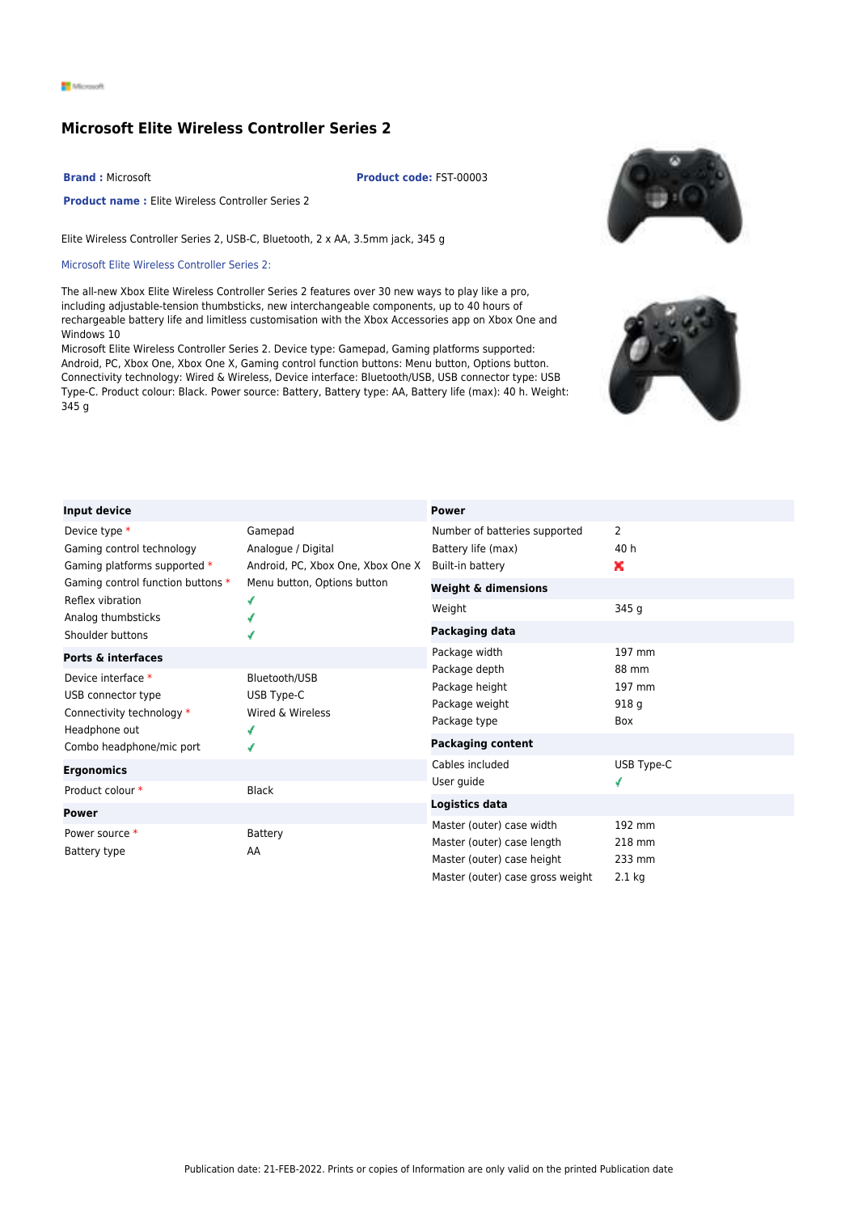# Microsoft Elite Wireless Controller Series 2

**Brand :** Microsoft

**Product code:** FST-00003

**Product name :** Elite Wireless Controller Series 2

Elite Wireless Controller Series 2, USB-C, Bluetooth, 2 x AA, 3.5mm jack, 345 g

Microsoft Elite Wireless Controller Series 2:

The all-new Xbox Elite Wireless Controller Series 2 features over 30 new ways to play like a pro, including adjustable-tension thumbsticks, new interchangeable components, up to 40 hours of rechargeable battery life and limitless customisation with the Xbox Accessories app on Xbox One and Windows 10
Microsoft Elite Wireless Controller Series 2. Device type: Gamepad, Gaming platforms supported: Android, PC, Xbox One, Xbox One X, Gaming control function buttons: Menu button, Options button. Connectivity technology: Wired & Wireless, Device interface: Bluetooth/USB, USB connector type: USB Type-C. Product colour: Black. Power source: Battery, Battery type: AA, Battery life (max): 40 h. Weight: 345 g

| Input device | |
|---|---|
| Device type * | Gamepad |
| Gaming control technology | Analogue / Digital |
| Gaming platforms supported * | Android, PC, Xbox One, Xbox One X |
| Gaming control function buttons * | Menu button, Options button |
| Reflex vibration | ✓ |
| Analog thumbsticks | ✓ |
| Shoulder buttons | ✓ |

| Ports & interfaces | |
|---|---|
| Device interface * | Bluetooth/USB |
| USB connector type | USB Type-C |
| Connectivity technology * | Wired & Wireless |
| Headphone out | ✓ |
| Combo headphone/mic port | ✓ |

| Ergonomics | |
|---|---|
| Product colour * | Black |

| Power | |
|---|---|
| Power source * | Battery |
| Battery type | AA |

| Power | |
|---|---|
| Number of batteries supported | 2 |
| Battery life (max) | 40 h |
| Built-in battery | ✗ |

| Weight & dimensions | |
|---|---|
| Weight | 345 g |

| Packaging data | |
|---|---|
| Package width | 197 mm |
| Package depth | 88 mm |
| Package height | 197 mm |
| Package weight | 918 g |
| Package type | Box |

| Packaging content | |
|---|---|
| Cables included | USB Type-C |
| User guide | ✓ |

| Logistics data | |
|---|---|
| Master (outer) case width | 192 mm |
| Master (outer) case length | 218 mm |
| Master (outer) case height | 233 mm |
| Master (outer) case gross weight | 2.1 kg |

Publication date: 21-FEB-2022. Prints or copies of Information are only valid on the printed Publication date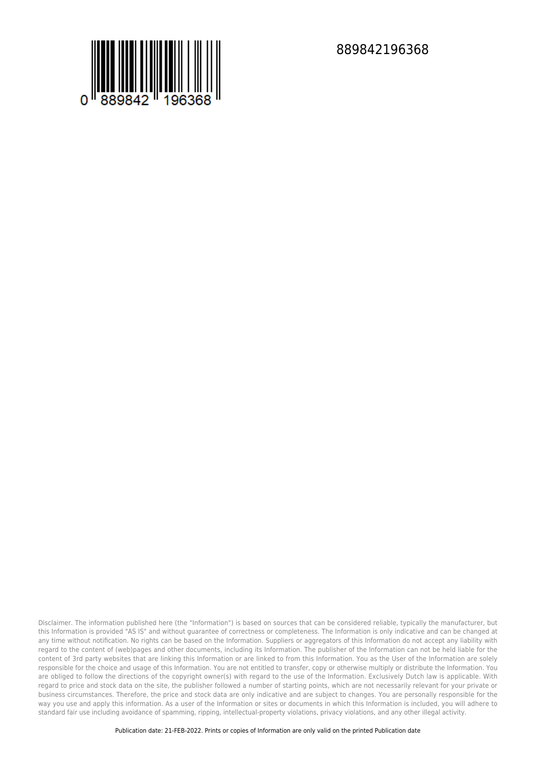0 889842 196368

889842196368

Disclaimer. The information published here (the "Information") is based on sources that can be considered reliable, typically the manufacturer, but this Information is provided "AS IS" and without guarantee of correctness or completeness. The Information is only indicative and can be changed at any time without notification. No rights can be based on the Information. Suppliers or aggregators of this Information do not accept any liability with regard to the content of (web)pages and other documents, including its Information. The publisher of the Information can not be held liable for the content of 3rd party websites that are linking this Information or are linked to from this Information. You as the User of the Information are solely responsible for the choice and usage of this Information. You are not entitled to transfer, copy or otherwise multiply or distribute the Information. You are obliged to follow the directions of the copyright owner(s) with regard to the use of the Information. Exclusively Dutch law is applicable. With regard to price and stock data on the site, the publisher followed a number of starting points, which are not necessarily relevant for your private or business circumstances. Therefore, the price and stock data are only indicative and are subject to changes. You are personally responsible for the way you use and apply this information. As a user of the Information or sites or documents in which this Information is included, you will adhere to standard fair use including avoidance of spamming, ripping, intellectual-property violations, privacy violations, and any other illegal activity.

Publication date: 21-FEB-2022. Prints or copies of Information are only valid on the printed Publication date